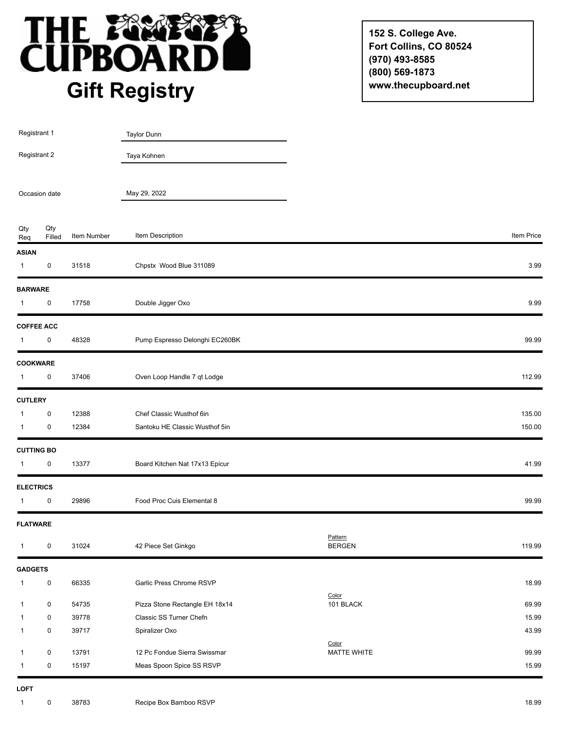# THE CUPBOARD

## Gift Registry

**152 S. College Ave.**
**Fort Collins, CO 80524**
**(970) 493-8585**
**(800) 569-1873**
**www.thecupboard.net**

Registrant 1: Taylor Dunn

Registrant 2: Taya Kohnen

Occasion date: May 29, 2022

| Qty Req | Qty Filled | Item Number | Item Description | | Item Price |
|---|---|---|---|---|---|
| **ASIAN** | | | | | |
| 1 | 0 | 31518 | Chpstx Wood Blue 311089 | | 3.99 |
| **BARWARE** | | | | | |
| 1 | 0 | 17758 | Double Jigger Oxo | | 9.99 |
| **COFFEE ACC** | | | | | |
| 1 | 0 | 48328 | Pump Espresso Delonghi EC260BK | | 99.99 |
| **COOKWARE** | | | | | |
| 1 | 0 | 37406 | Oven Loop Handle 7 qt Lodge | | 112.99 |
| **CUTLERY** | | | | | |
| 1 | 0 | 12388 | Chef Classic Wusthof 6in | | 135.00 |
| 1 | 0 | 12384 | Santoku HE Classic Wusthof 5in | | 150.00 |
| **CUTTING BO** | | | | | |
| 1 | 0 | 13377 | Board Kitchen Nat 17x13 Epicur | | 41.99 |
| **ELECTRICS** | | | | | |
| 1 | 0 | 29896 | Food Proc Cuis Elemental 8 | | 99.99 |
| **FLATWARE** | | | | | |
| 1 | 0 | 31024 | 42 Piece Set Ginkgo | Pattern: BERGEN | 119.99 |
| **GADGETS** | | | | | |
| 1 | 0 | 66335 | Garlic Press Chrome RSVP | | 18.99 |
| 1 | 0 | 54735 | Pizza Stone Rectangle EH 18x14 | Color: 101 BLACK | 69.99 |
| 1 | 0 | 39778 | Classic SS Turner Chefn | | 15.99 |
| 1 | 0 | 39717 | Spiralizer Oxo | | 43.99 |
| 1 | 0 | 13791 | 12 Pc Fondue Sierra Swissmar | Color: MATTE WHITE | 99.99 |
| 1 | 0 | 15197 | Meas Spoon Spice SS RSVP | | 15.99 |
| **LOFT** | | | | | |
| 1 | 0 | 38783 | Recipe Box Bamboo RSVP | | 18.99 |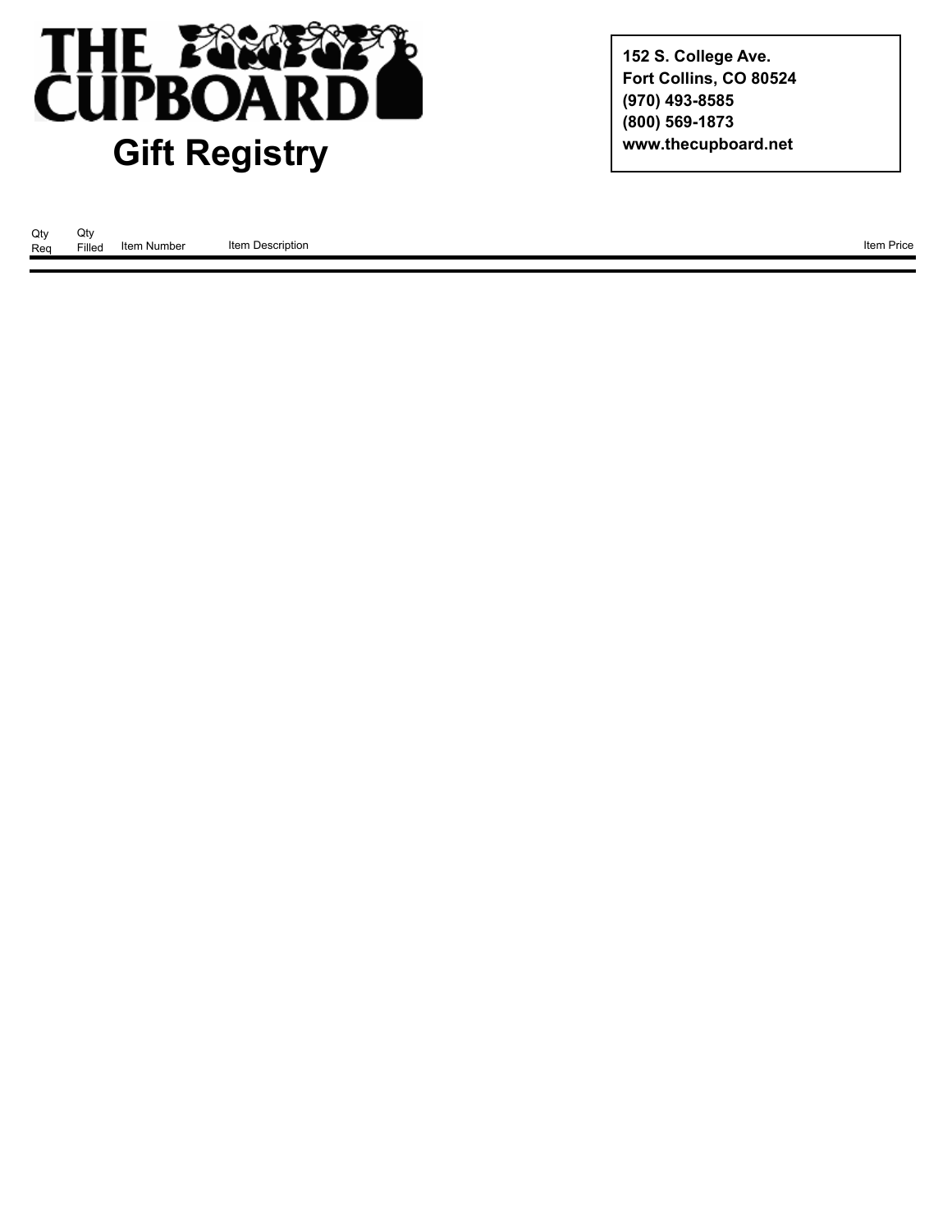THE CUPBOARD

# Gift Registry

**152 S. College Ave.**
**Fort Collins, CO 80524**
**(970) 493-8585**
**(800) 569-1873**
**www.thecupboard.net**

| Qty Req | Qty Filled | Item Number | Item Description | Item Price |
|---|---|---|---|---|